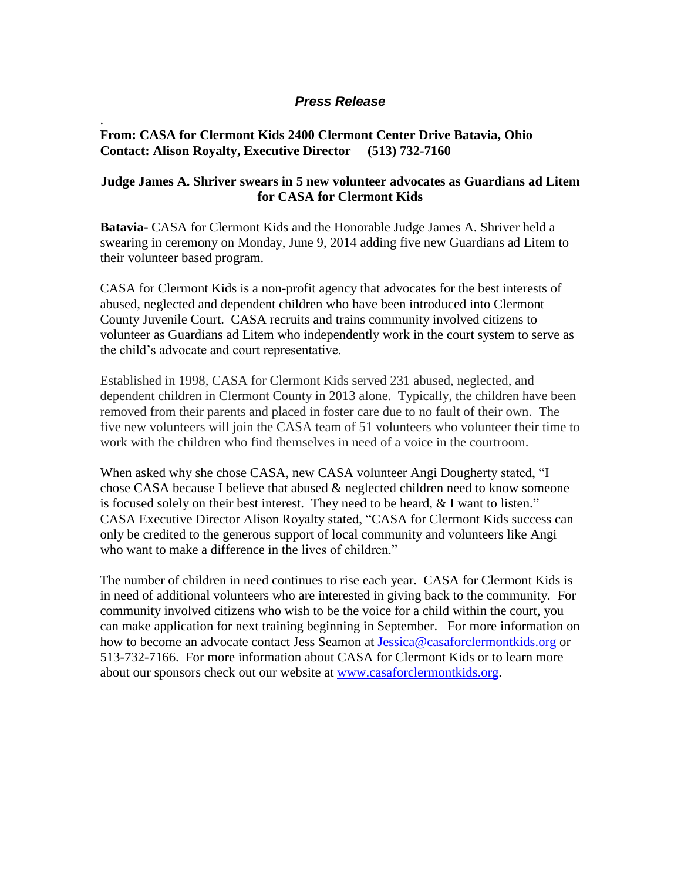*Press Release*

.

**From: CASA for Clermont Kids 2400 Clermont Center Drive Batavia, Ohio**
**Contact: Alison Royalty, Executive Director (513) 732-7160**

**Judge James A. Shriver swears in 5 new volunteer advocates as Guardians ad Litem for CASA for Clermont Kids**

**Batavia-** CASA for Clermont Kids and the Honorable Judge James A. Shriver held a swearing in ceremony on Monday, June 9, 2014 adding five new Guardians ad Litem to their volunteer based program.

CASA for Clermont Kids is a non-profit agency that advocates for the best interests of abused, neglected and dependent children who have been introduced into Clermont County Juvenile Court. CASA recruits and trains community involved citizens to volunteer as Guardians ad Litem who independently work in the court system to serve as the child's advocate and court representative.

Established in 1998, CASA for Clermont Kids served 231 abused, neglected, and dependent children in Clermont County in 2013 alone. Typically, the children have been removed from their parents and placed in foster care due to no fault of their own. The five new volunteers will join the CASA team of 51 volunteers who volunteer their time to work with the children who find themselves in need of a voice in the courtroom.

When asked why she chose CASA, new CASA volunteer Angi Dougherty stated, "I chose CASA because I believe that abused & neglected children need to know someone is focused solely on their best interest. They need to be heard, & I want to listen." CASA Executive Director Alison Royalty stated, "CASA for Clermont Kids success can only be credited to the generous support of local community and volunteers like Angi who want to make a difference in the lives of children."

The number of children in need continues to rise each year. CASA for Clermont Kids is in need of additional volunteers who are interested in giving back to the community. For community involved citizens who wish to be the voice for a child within the court, you can make application for next training beginning in September. For more information on how to become an advocate contact Jess Seamon at Jessica@casaforclermontkids.org or 513-732-7166. For more information about CASA for Clermont Kids or to learn more about our sponsors check out our website at www.casaforclermontkids.org.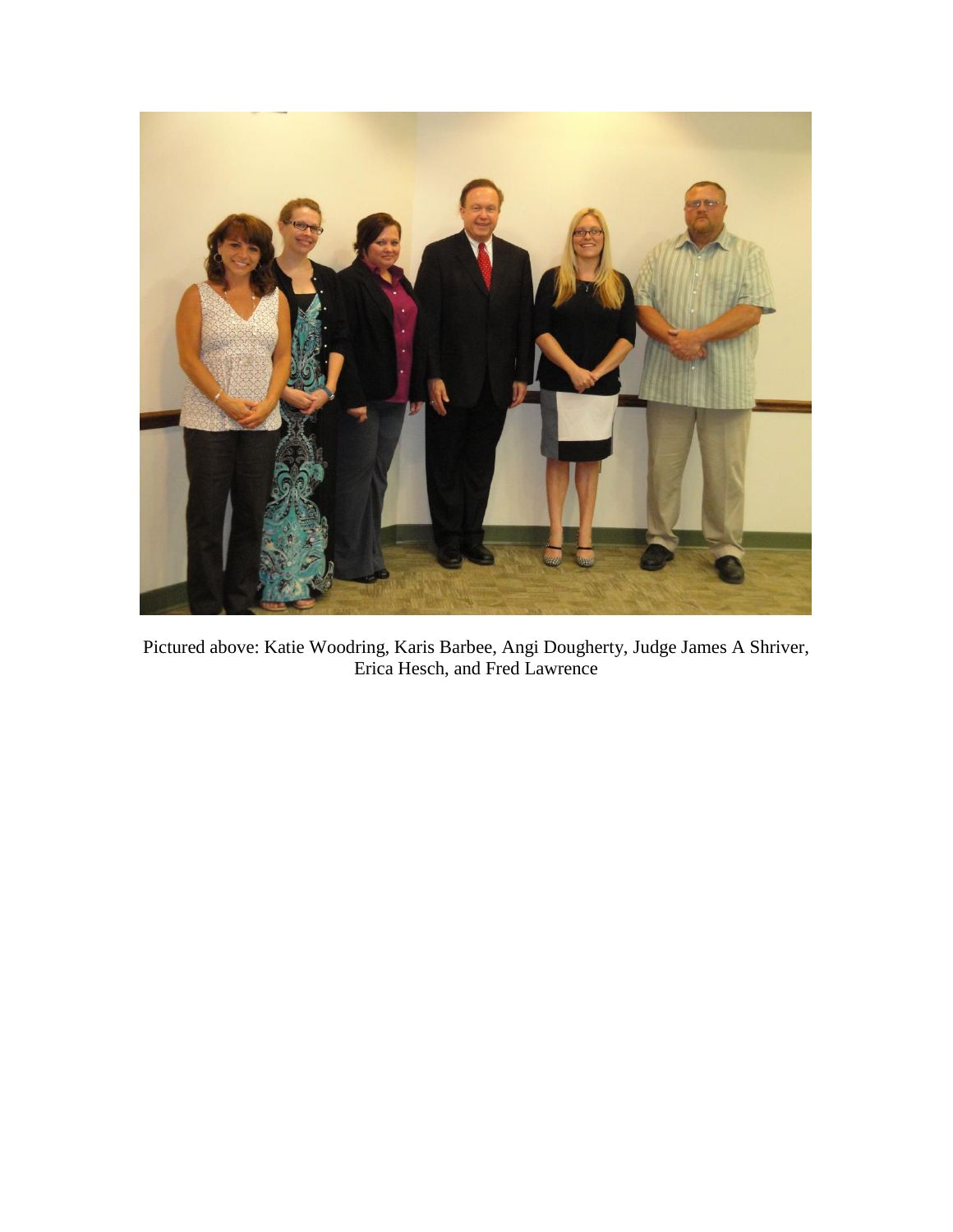Pictured above: Katie Woodring, Karis Barbee, Angi Dougherty, Judge James A Shriver, Erica Hesch, and Fred Lawrence